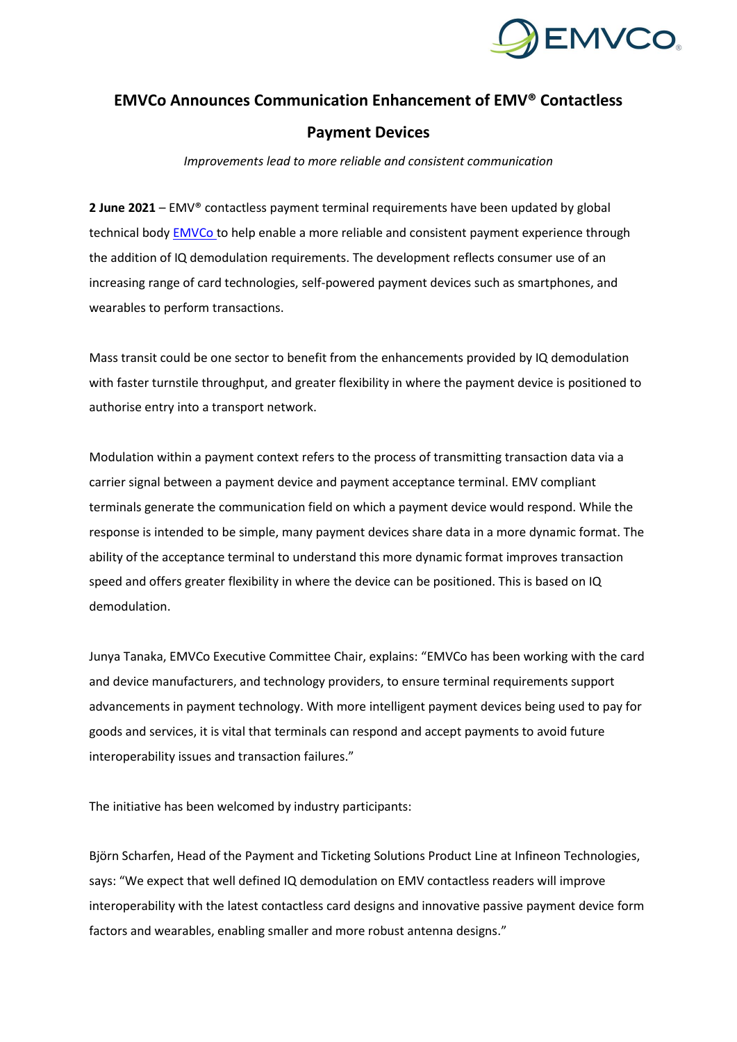# EMVCo Announces Communication Enhancement of EMV® Contactless Payment Devices

*Improvements lead to more reliable and consistent communication*

**2 June 2021** – EMV® contactless payment terminal requirements have been updated by global technical body EMVCo to help enable a more reliable and consistent payment experience through the addition of IQ demodulation requirements. The development reflects consumer use of an increasing range of card technologies, self-powered payment devices such as smartphones, and wearables to perform transactions.

Mass transit could be one sector to benefit from the enhancements provided by IQ demodulation with faster turnstile throughput, and greater flexibility in where the payment device is positioned to authorise entry into a transport network.

Modulation within a payment context refers to the process of transmitting transaction data via a carrier signal between a payment device and payment acceptance terminal. EMV compliant terminals generate the communication field on which a payment device would respond. While the response is intended to be simple, many payment devices share data in a more dynamic format. The ability of the acceptance terminal to understand this more dynamic format improves transaction speed and offers greater flexibility in where the device can be positioned. This is based on IQ demodulation.

Junya Tanaka, EMVCo Executive Committee Chair, explains: "EMVCo has been working with the card and device manufacturers, and technology providers, to ensure terminal requirements support advancements in payment technology. With more intelligent payment devices being used to pay for goods and services, it is vital that terminals can respond and accept payments to avoid future interoperability issues and transaction failures."

The initiative has been welcomed by industry participants:

Björn Scharfen, Head of the Payment and Ticketing Solutions Product Line at Infineon Technologies, says: "We expect that well defined IQ demodulation on EMV contactless readers will improve interoperability with the latest contactless card designs and innovative passive payment device form factors and wearables, enabling smaller and more robust antenna designs."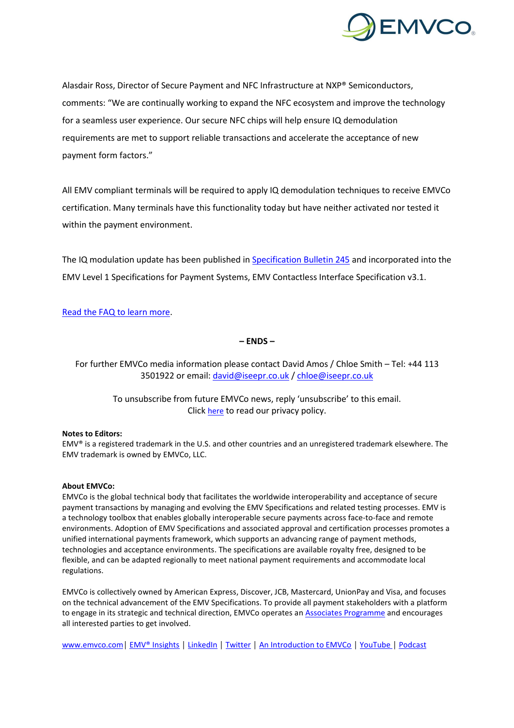Alasdair Ross, Director of Secure Payment and NFC Infrastructure at NXP® Semiconductors, comments: "We are continually working to expand the NFC ecosystem and improve the technology for a seamless user experience. Our secure NFC chips will help ensure IQ demodulation requirements are met to support reliable transactions and accelerate the acceptance of new payment form factors."

All EMV compliant terminals will be required to apply IQ demodulation techniques to receive EMVCo certification. Many terminals have this functionality today but have neither activated nor tested it within the payment environment.

The IQ modulation update has been published in [Specification Bulletin 245](#) and incorporated into the EMV Level 1 Specifications for Payment Systems, EMV Contactless Interface Specification v3.1.

[Read the FAQ to learn more](#).

**– ENDS –**

For further EMVCo media information please contact David Amos / Chloe Smith – Tel: +44 113 3501922 or email: david@iseepr.co.uk / chloe@iseepr.co.uk

To unsubscribe from future EMVCo news, reply 'unsubscribe' to this email.
Click [here](#) to read our privacy policy.

**Notes to Editors:**
EMV® is a registered trademark in the U.S. and other countries and an unregistered trademark elsewhere. The EMV trademark is owned by EMVCo, LLC.

**About EMVCo:**
EMVCo is the global technical body that facilitates the worldwide interoperability and acceptance of secure payment transactions by managing and evolving the EMV Specifications and related testing processes. EMV is a technology toolbox that enables globally interoperable secure payments across face-to-face and remote environments. Adoption of EMV Specifications and associated approval and certification processes promotes a unified international payments framework, which supports an advancing range of payment methods, technologies and acceptance environments. The specifications are available royalty free, designed to be flexible, and can be adapted regionally to meet national payment requirements and accommodate local regulations.

EMVCo is collectively owned by American Express, Discover, JCB, Mastercard, UnionPay and Visa, and focuses on the technical advancement of the EMV Specifications. To provide all payment stakeholders with a platform to engage in its strategic and technical direction, EMVCo operates an [Associates Programme](#) and encourages all interested parties to get involved.

www.emvco.com | EMV® Insights | LinkedIn | Twitter | An Introduction to EMVCo | YouTube | Podcast